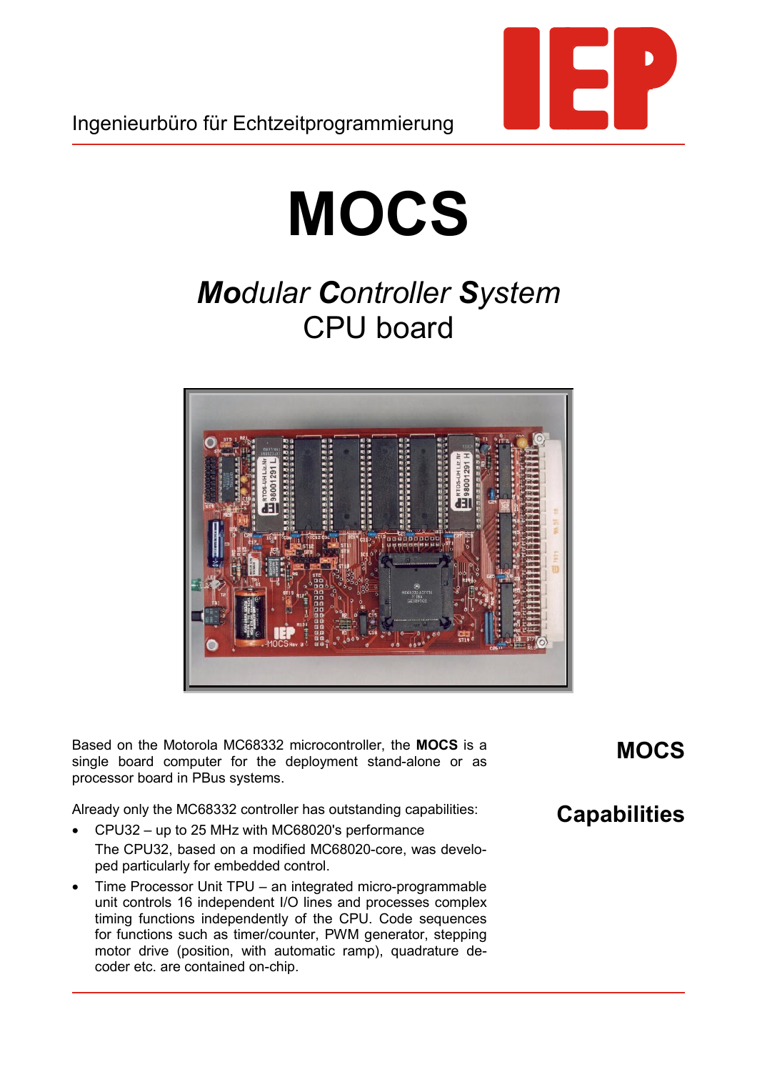Ingenieurbüro für Echtzeitprogrammierung

IEP

# MOCS

## ***Mo**dular **C**ontroller **S**ystem*
## CPU board

## MOCS

Based on the Motorola MC68332 microcontroller, the **MOCS** is a single board computer for the deployment stand-alone or as processor board in PBus systems.

## Capabilities

Already only the MC68332 controller has outstanding capabilities:

- CPU32 – up to 25 MHz with MC68020's performance
  The CPU32, based on a modified MC68020-core, was developed particularly for embedded control.
- Time Processor Unit TPU – an integrated micro-programmable unit controls 16 independent I/O lines and processes complex timing functions independently of the CPU. Code sequences for functions such as timer/counter, PWM generator, stepping motor drive (position, with automatic ramp), quadrature decoder etc. are contained on-chip.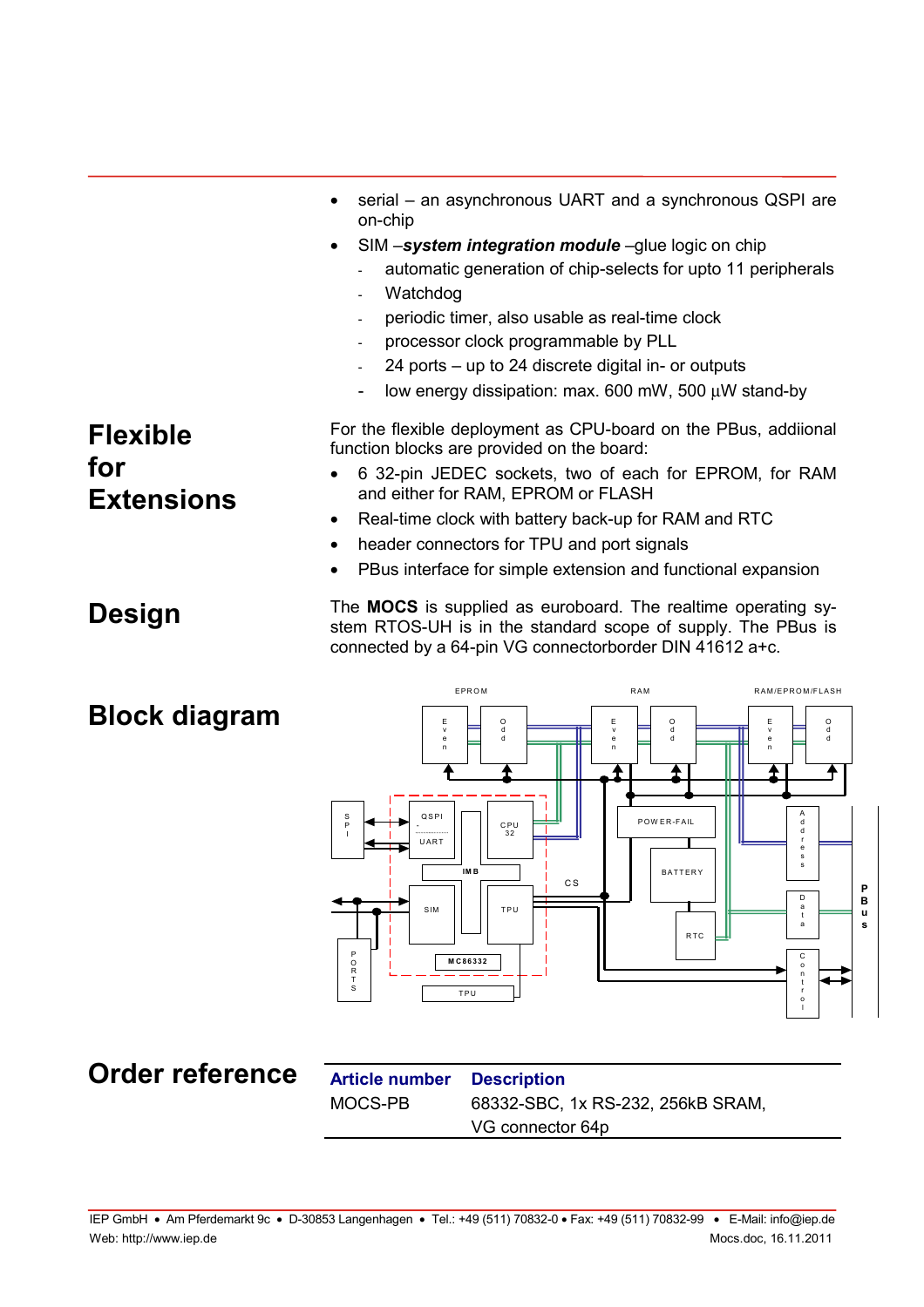- serial – an asynchronous UART and a synchronous QSPI are on-chip
- SIM –***system integration module*** –glue logic on chip
  - automatic generation of chip-selects for upto 11 peripherals
  - Watchdog
  - periodic timer, also usable as real-time clock
  - processor clock programmable by PLL
  - 24 ports – up to 24 discrete digital in- or outputs
  - low energy dissipation: max. 600 mW, 500 µW stand-by

## Flexible for Extensions

For the flexible deployment as CPU-board on the PBus, addiional function blocks are provided on the board:

- 6 32-pin JEDEC sockets, two of each for EPROM, for RAM and either for RAM, EPROM or FLASH
- Real-time clock with battery back-up for RAM and RTC
- header connectors for TPU and port signals
- PBus interface for simple extension and functional expansion

## Design

The **MOCS** is supplied as euroboard. The realtime operating system RTOS-UH is in the standard scope of supply. The PBus is connected by a 64-pin VG connectorborder DIN 41612 a+c.

## Block diagram

EPROM
RAM
RAM/EPROM/FLASH
Even
Odd
Even
Odd
Even
Odd
SPI
QSPI
UART
CPU 32
IMB
SIM
TPU
MC86332
TPU
PORTS
CS
POWER-FAIL
BATTERY
RTC
Address
Data
Control
PBus

## Order reference

| Article number | Description |
|---|---|
| MOCS-PB | 68332-SBC, 1x RS-232, 256kB SRAM, VG connector 64p |